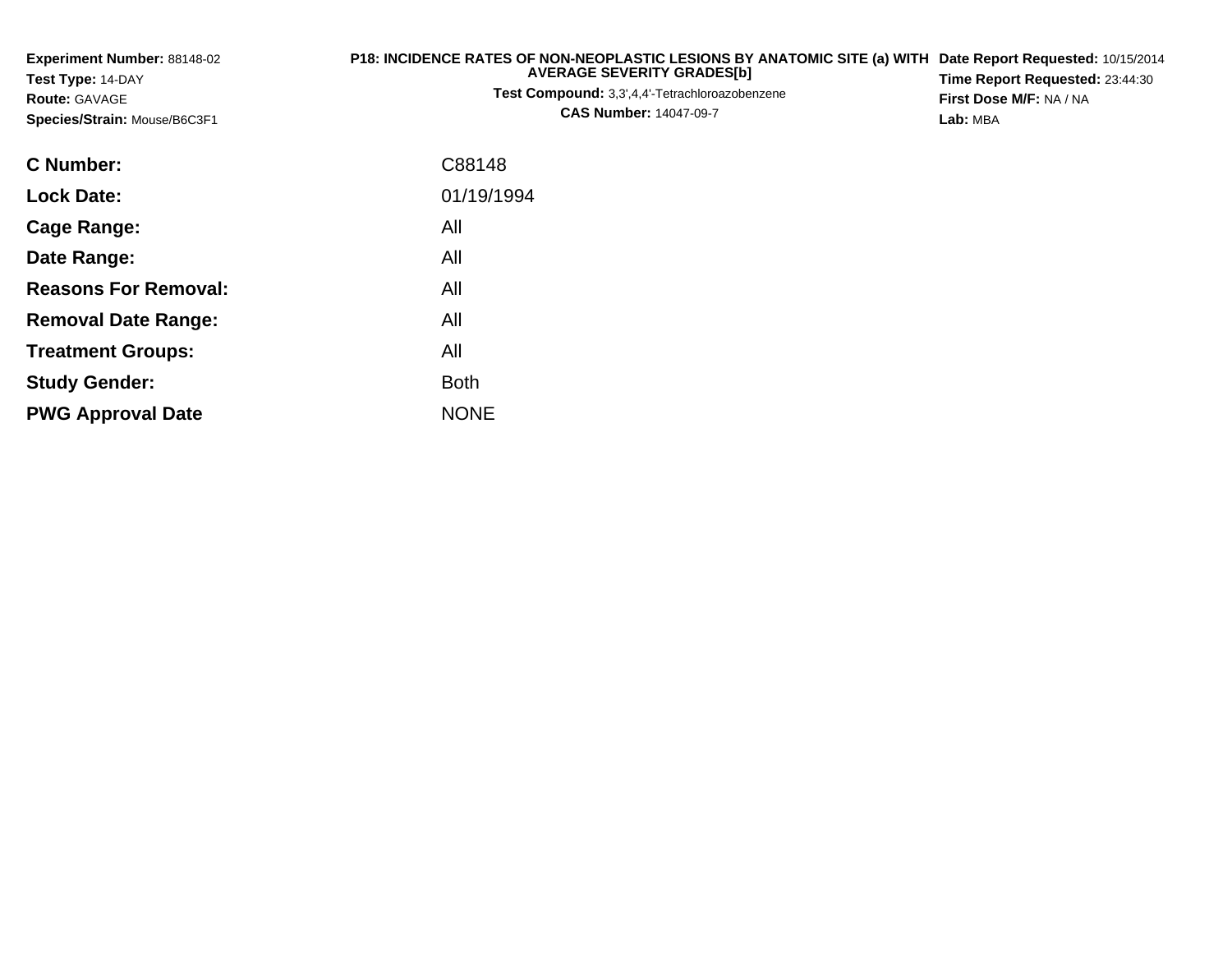**Experiment Number:** 88148-02
**Test Type:** 14-DAY
**Route:** GAVAGE
**Species/Strain:** Mouse/B6C3F1

**P18: INCIDENCE RATES OF NON-NEOPLASTIC LESIONS BY ANATOMIC SITE (a) WITH AVERAGE SEVERITY GRADES[b]**
**Test Compound:** 3,3',4,4'-Tetrachloroazobenzene
**CAS Number:** 14047-09-7

**Date Report Requested:** 10/15/2014
**Time Report Requested:** 23:44:30
**First Dose M/F:** NA / NA
**Lab:** MBA

| | |
|---|---|
| **C Number:** | C88148 |
| **Lock Date:** | 01/19/1994 |
| **Cage Range:** | All |
| **Date Range:** | All |
| **Reasons For Removal:** | All |
| **Removal Date Range:** | All |
| **Treatment Groups:** | All |
| **Study Gender:** | Both |
| **PWG Approval Date** | NONE |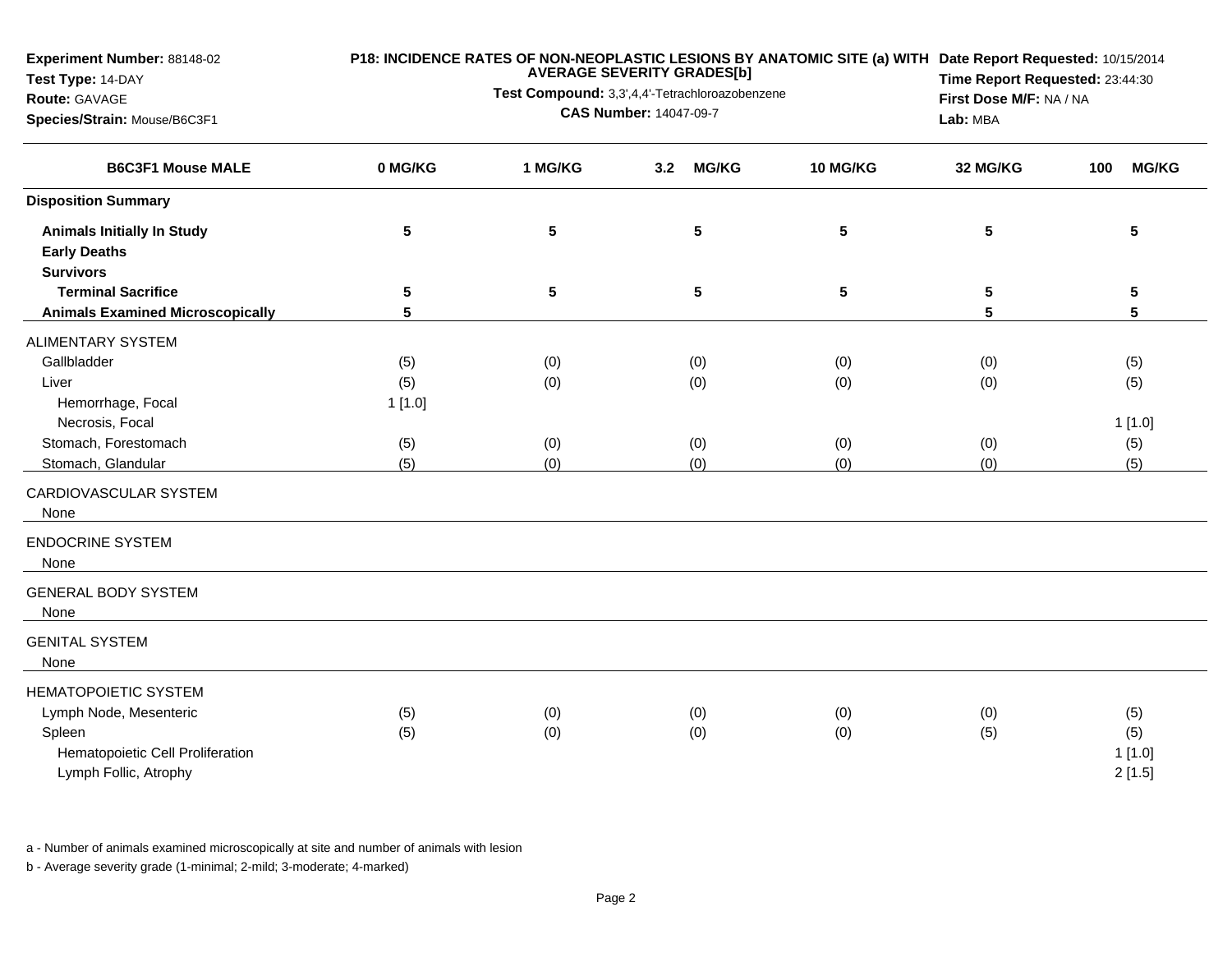**Experiment Number:** 88148-02
**Test Type:** 14-DAY
**Route:** GAVAGE
**Species/Strain:** Mouse/B6C3F1

**P18: INCIDENCE RATES OF NON-NEOPLASTIC LESIONS BY ANATOMIC SITE (a) WITH AVERAGE SEVERITY GRADES[b]**
**Test Compound:** 3,3',4,4'-Tetrachloroazobenzene
**CAS Number:** 14047-09-7

**Date Report Requested:** 10/15/2014
**Time Report Requested:** 23:44:30
**First Dose M/F:** NA / NA
**Lab:** MBA

| B6C3F1 Mouse MALE | 0 MG/KG | 1 MG/KG | 3.2 MG/KG | 10 MG/KG | 32 MG/KG | 100 MG/KG |
|---|---|---|---|---|---|---|
| **Disposition Summary** | | | | | | |
| **Animals Initially In Study** | 5 | 5 | 5 | 5 | 5 | 5 |
| **Early Deaths** | | | | | | |
| **Survivors** | | | | | | |
| **Terminal Sacrifice** | 5 | 5 | 5 | 5 | 5 | 5 |
| **Animals Examined Microscopically** | 5 | | | | 5 | 5 |
| ALIMENTARY SYSTEM | | | | | | |
| Gallbladder | (5) | (0) | (0) | (0) | (0) | (5) |
| Liver | (5) | (0) | (0) | (0) | (0) | (5) |
| Hemorrhage, Focal | 1 [1.0] | | | | | |
| Necrosis, Focal | | | | | | 1 [1.0] |
| Stomach, Forestomach | (5) | (0) | (0) | (0) | (0) | (5) |
| Stomach, Glandular | (5) | (0) | (0) | (0) | (0) | (5) |
| CARDIOVASCULAR SYSTEM | | | | | | |
| None | | | | | | |
| ENDOCRINE SYSTEM | | | | | | |
| None | | | | | | |
| GENERAL BODY SYSTEM | | | | | | |
| None | | | | | | |
| GENITAL SYSTEM | | | | | | |
| None | | | | | | |
| HEMATOPOIETIC SYSTEM | | | | | | |
| Lymph Node, Mesenteric | (5) | (0) | (0) | (0) | (0) | (5) |
| Spleen | (5) | (0) | (0) | (0) | (5) | (5) |
| Hematopoietic Cell Proliferation | | | | | | 1 [1.0] |
| Lymph Follic, Atrophy | | | | | | 2 [1.5] |

a - Number of animals examined microscopically at site and number of animals with lesion

b - Average severity grade (1-minimal; 2-mild; 3-moderate; 4-marked)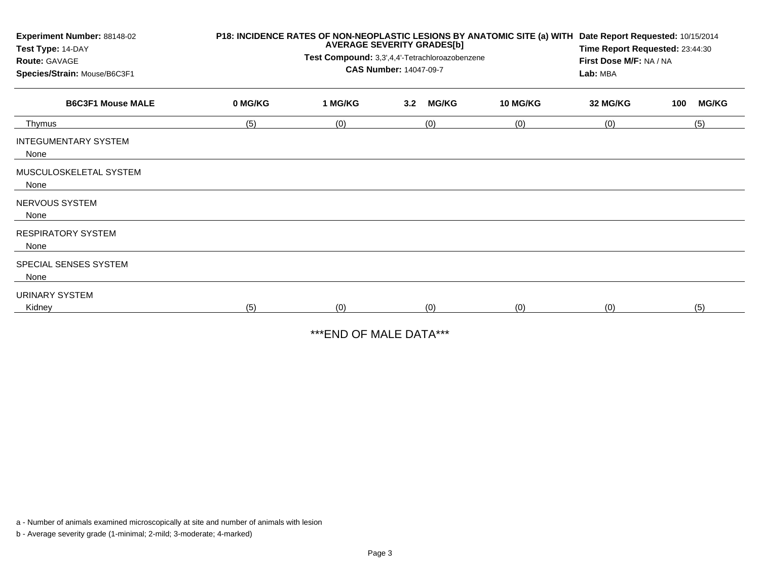**Experiment Number:** 88148-02
**Test Type:** 14-DAY
**Route:** GAVAGE
**Species/Strain:** Mouse/B6C3F1

**P18: INCIDENCE RATES OF NON-NEOPLASTIC LESIONS BY ANATOMIC SITE (a) WITH AVERAGE SEVERITY GRADES[b]**
**Test Compound:** 3,3',4,4'-Tetrachloroazobenzene
**CAS Number:** 14047-09-7

**Date Report Requested:** 10/15/2014
**Time Report Requested:** 23:44:30
**First Dose M/F:** NA / NA
**Lab:** MBA

| B6C3F1 Mouse MALE | 0 MG/KG | 1 MG/KG | 3.2 MG/KG | 10 MG/KG | 32 MG/KG | 100 MG/KG |
|---|---|---|---|---|---|---|
| Thymus | (5) | (0) | (0) | (0) | (0) | (5) |
| INTEGUMENTARY SYSTEM | | | | | | |
| None | | | | | | |
| MUSCULOSKELETAL SYSTEM | | | | | | |
| None | | | | | | |
| NERVOUS SYSTEM | | | | | | |
| None | | | | | | |
| RESPIRATORY SYSTEM | | | | | | |
| None | | | | | | |
| SPECIAL SENSES SYSTEM | | | | | | |
| None | | | | | | |
| URINARY SYSTEM | | | | | | |
| Kidney | (5) | (0) | (0) | (0) | (0) | (5) |

***END OF MALE DATA***

a - Number of animals examined microscopically at site and number of animals with lesion

b - Average severity grade (1-minimal; 2-mild; 3-moderate; 4-marked)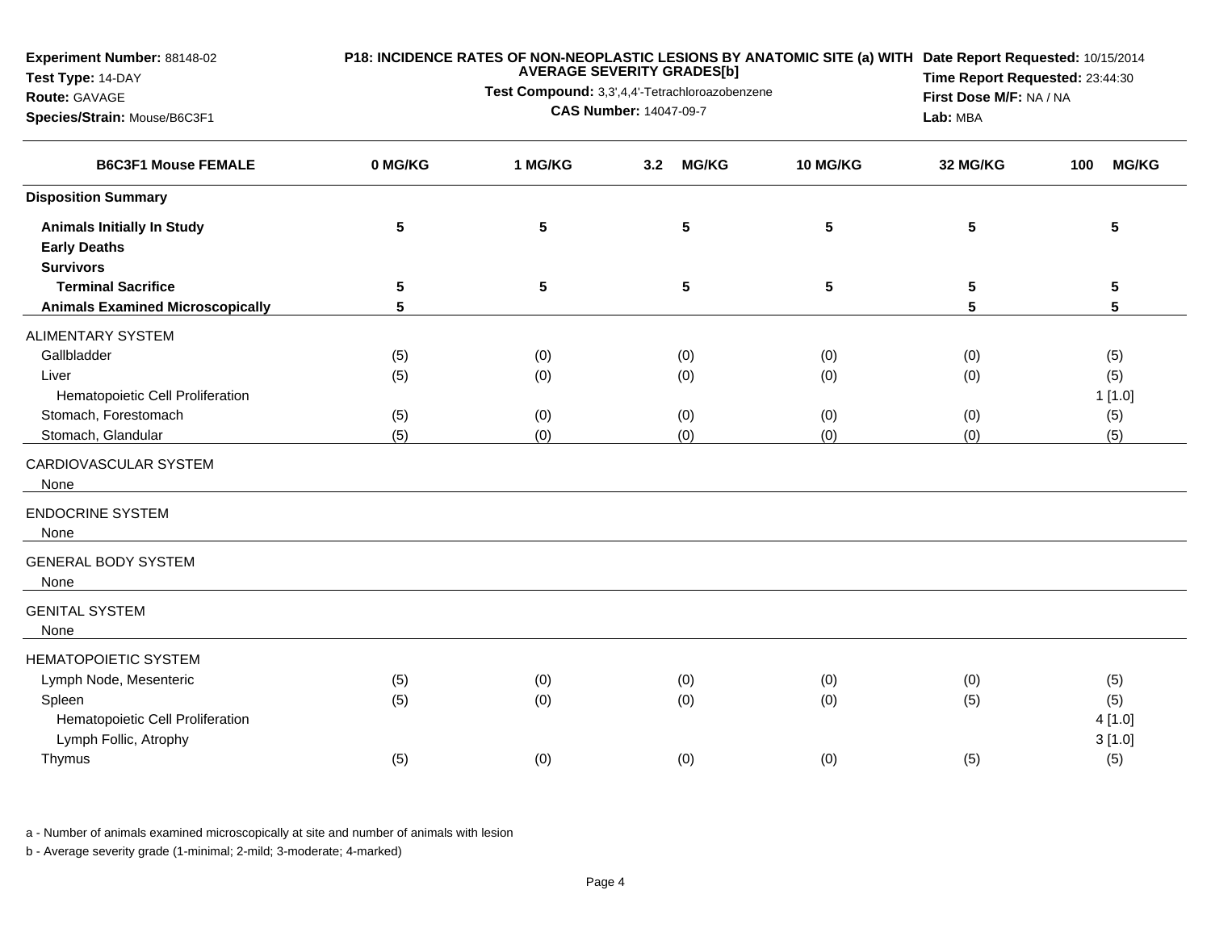**Experiment Number:** 88148-02
**Test Type:** 14-DAY
**Route:** GAVAGE
**Species/Strain:** Mouse/B6C3F1

**P18: INCIDENCE RATES OF NON-NEOPLASTIC LESIONS BY ANATOMIC SITE (a) WITH AVERAGE SEVERITY GRADES[b]**
**Test Compound:** 3,3',4,4'-Tetrachloroazobenzene
**CAS Number:** 14047-09-7

**Date Report Requested:** 10/15/2014
**Time Report Requested:** 23:44:30
**First Dose M/F:** NA / NA
**Lab:** MBA

| B6C3F1 Mouse FEMALE | 0 MG/KG | 1 MG/KG | 3.2 MG/KG | 10 MG/KG | 32 MG/KG | 100 MG/KG |
|---|---|---|---|---|---|---|
| **Disposition Summary** | | | | | | |
| **Animals Initially In Study** | 5 | 5 | 5 | 5 | 5 | 5 |
| **Early Deaths** | | | | | | |
| **Survivors** | | | | | | |
| **Terminal Sacrifice** | 5 | 5 | 5 | 5 | 5 | 5 |
| **Animals Examined Microscopically** | 5 | | | | 5 | 5 |
| ALIMENTARY SYSTEM | | | | | | |
| Gallbladder | (5) | (0) | (0) | (0) | (0) | (5) |
| Liver | (5) | (0) | (0) | (0) | (0) | (5) |
| Hematopoietic Cell Proliferation | | | | | | 1 [1.0] |
| Stomach, Forestomach | (5) | (0) | (0) | (0) | (0) | (5) |
| Stomach, Glandular | (5) | (0) | (0) | (0) | (0) | (5) |
| CARDIOVASCULAR SYSTEM | | | | | | |
| None | | | | | | |
| ENDOCRINE SYSTEM | | | | | | |
| None | | | | | | |
| GENERAL BODY SYSTEM | | | | | | |
| None | | | | | | |
| GENITAL SYSTEM | | | | | | |
| None | | | | | | |
| HEMATOPOIETIC SYSTEM | | | | | | |
| Lymph Node, Mesenteric | (5) | (0) | (0) | (0) | (0) | (5) |
| Spleen | (5) | (0) | (0) | (0) | (5) | (5) |
| Hematopoietic Cell Proliferation | | | | | | 4 [1.0] |
| Lymph Follic, Atrophy | | | | | | 3 [1.0] |
| Thymus | (5) | (0) | (0) | (0) | (5) | (5) |

a - Number of animals examined microscopically at site and number of animals with lesion

b - Average severity grade (1-minimal; 2-mild; 3-moderate; 4-marked)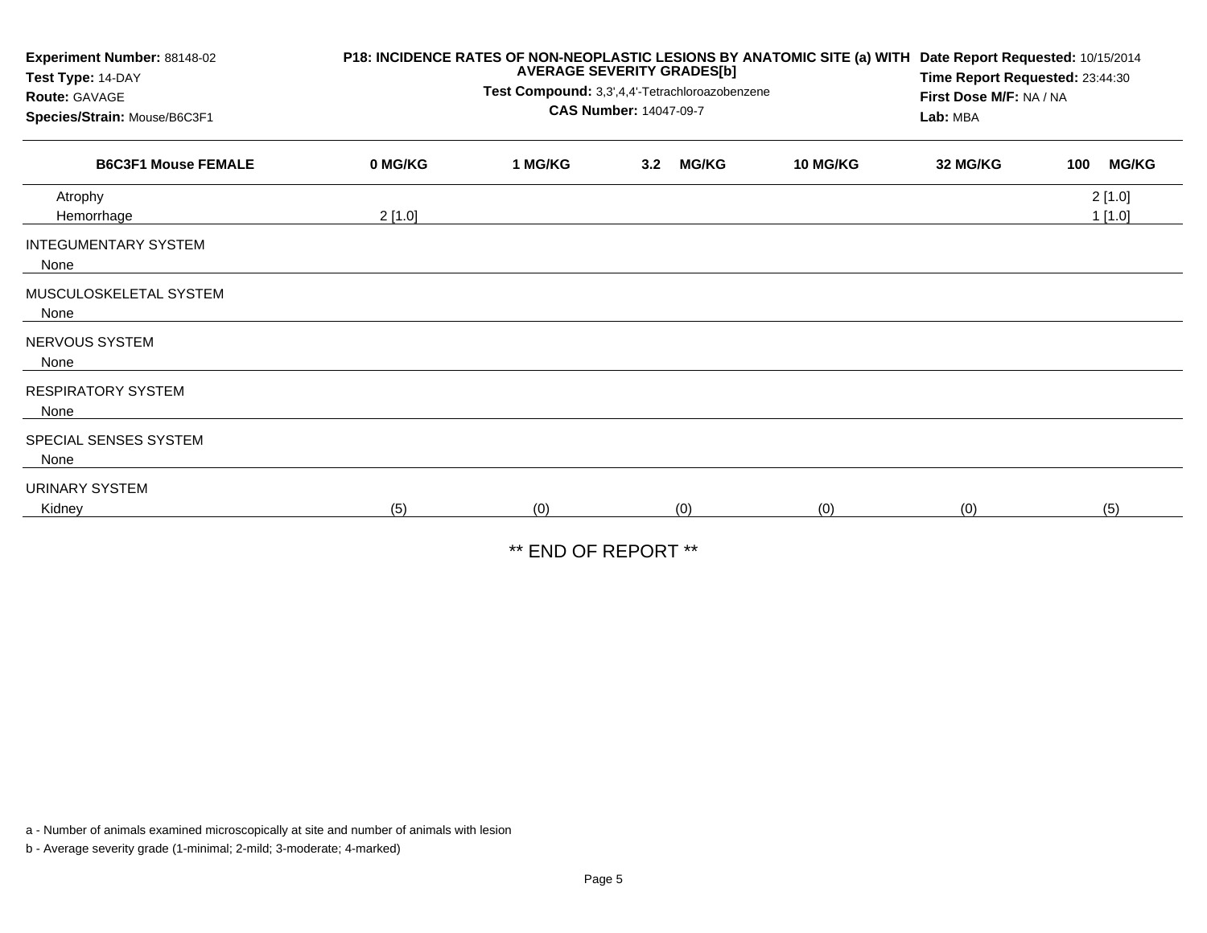**Experiment Number:** 88148-02
**Test Type:** 14-DAY
**Route:** GAVAGE
**Species/Strain:** Mouse/B6C3F1

**P18: INCIDENCE RATES OF NON-NEOPLASTIC LESIONS BY ANATOMIC SITE (a) WITH AVERAGE SEVERITY GRADES[b]**
**Test Compound:** 3,3',4,4'-Tetrachloroazobenzene
**CAS Number:** 14047-09-7

**Date Report Requested:** 10/15/2014
**Time Report Requested:** 23:44:30
**First Dose M/F:** NA / NA
**Lab:** MBA

| B6C3F1 Mouse FEMALE | 0 MG/KG | 1 MG/KG | 3.2 MG/KG | 10 MG/KG | 32 MG/KG | 100 MG/KG |
|---|---|---|---|---|---|---|
| Atrophy | | | | | | 2 [1.0] |
| Hemorrhage | 2 [1.0] | | | | | 1 [1.0] |
| INTEGUMENTARY SYSTEM | | | | | | |
| None | | | | | | |
| MUSCULOSKELETAL SYSTEM | | | | | | |
| None | | | | | | |
| NERVOUS SYSTEM | | | | | | |
| None | | | | | | |
| RESPIRATORY SYSTEM | | | | | | |
| None | | | | | | |
| SPECIAL SENSES SYSTEM | | | | | | |
| None | | | | | | |
| URINARY SYSTEM | | | | | | |
| Kidney | (5) | (0) | (0) | (0) | (0) | (5) |

** END OF REPORT **

a - Number of animals examined microscopically at site and number of animals with lesion

b - Average severity grade (1-minimal; 2-mild; 3-moderate; 4-marked)